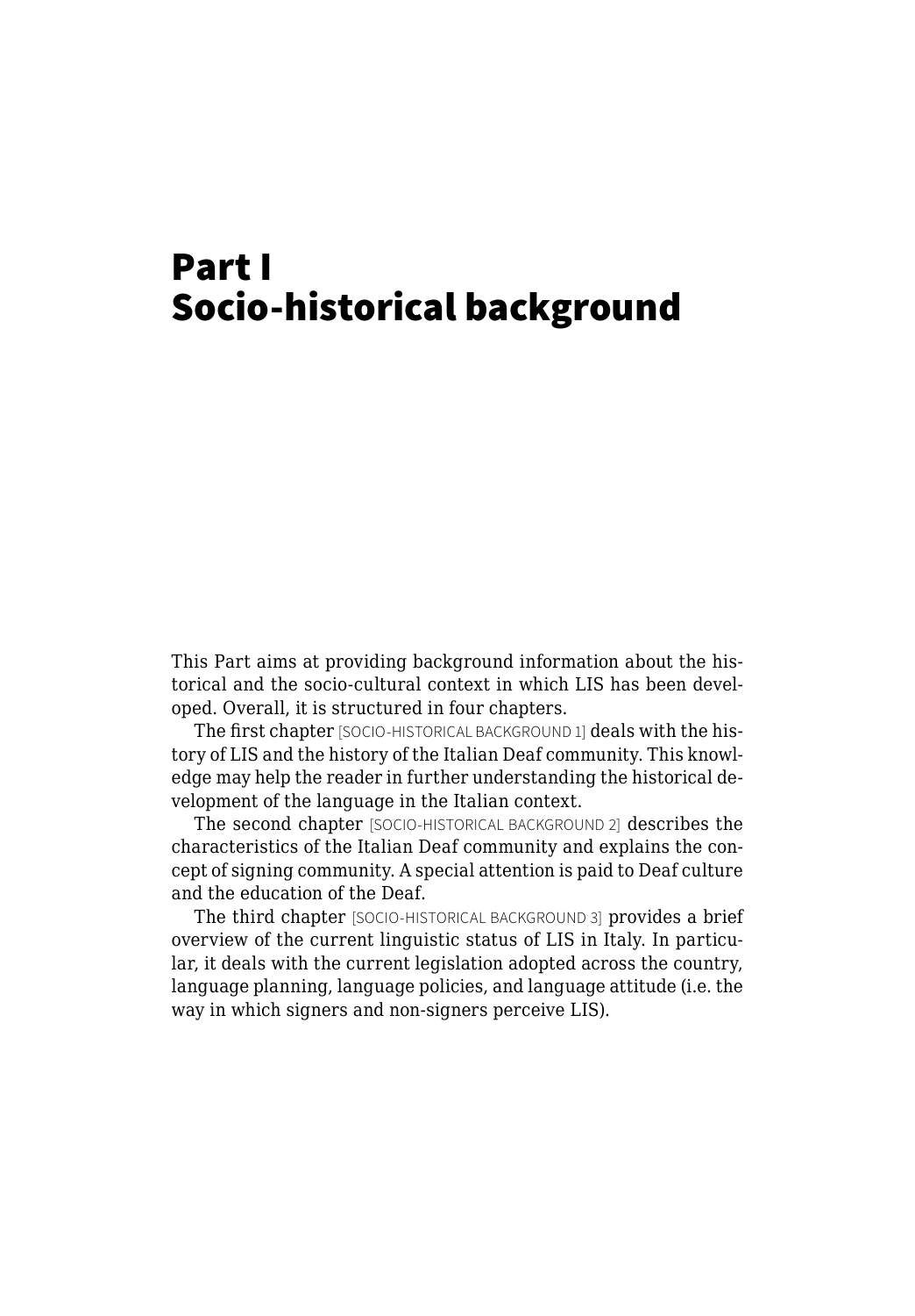# Part I
# Socio-historical background

This Part aims at providing background information about the historical and the socio-cultural context in which LIS has been developed. Overall, it is structured in four chapters.

The first chapter [SOCIO-HISTORICAL BACKGROUND 1] deals with the history of LIS and the history of the Italian Deaf community. This knowledge may help the reader in further understanding the historical development of the language in the Italian context.

The second chapter [SOCIO-HISTORICAL BACKGROUND 2] describes the characteristics of the Italian Deaf community and explains the concept of signing community. A special attention is paid to Deaf culture and the education of the Deaf.

The third chapter [SOCIO-HISTORICAL BACKGROUND 3] provides a brief overview of the current linguistic status of LIS in Italy. In particular, it deals with the current legislation adopted across the country, language planning, language policies, and language attitude (i.e. the way in which signers and non-signers perceive LIS).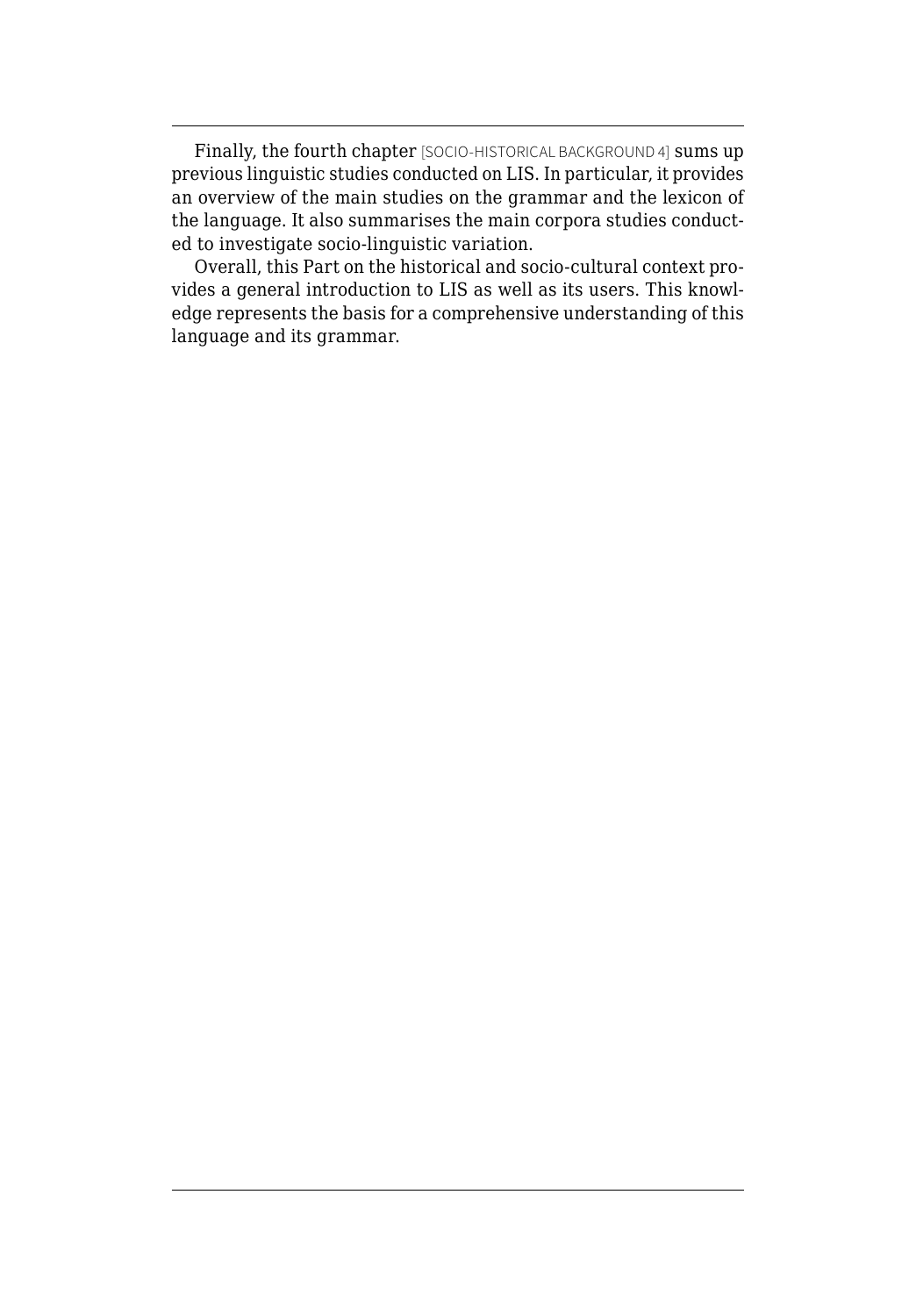Finally, the fourth chapter [SOCIO-HISTORICAL BACKGROUND 4] sums up previous linguistic studies conducted on LIS. In particular, it provides an overview of the main studies on the grammar and the lexicon of the language. It also summarises the main corpora studies conducted to investigate socio-linguistic variation.

Overall, this Part on the historical and socio-cultural context provides a general introduction to LIS as well as its users. This knowledge represents the basis for a comprehensive understanding of this language and its grammar.